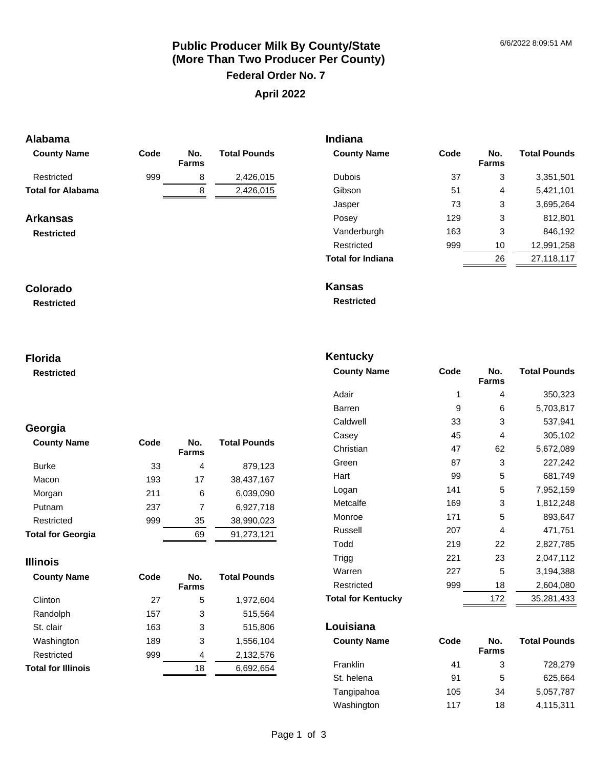# Public Producer Milk By County/State (More Than Two Producer Per County)

## Federal Order No. 7

## April 2022

### Alabama

| County Name | Code | No. Farms | Total Pounds |
|---|---|---|---|
| Restricted | 999 | 8 | 2,426,015 |
| **Total for Alabama** | | 8 | 2,426,015 |

### Arkansas

**Restricted**

### Colorado

**Restricted**

### Florida

**Restricted**

### Georgia

| County Name | Code | No. Farms | Total Pounds |
|---|---|---|---|
| Burke | 33 | 4 | 879,123 |
| Macon | 193 | 17 | 38,437,167 |
| Morgan | 211 | 6 | 6,039,090 |
| Putnam | 237 | 7 | 6,927,718 |
| Restricted | 999 | 35 | 38,990,023 |
| **Total for Georgia** | | 69 | 91,273,121 |

### Illinois

| County Name | Code | No. Farms | Total Pounds |
|---|---|---|---|
| Clinton | 27 | 5 | 1,972,604 |
| Randolph | 157 | 3 | 515,564 |
| St. clair | 163 | 3 | 515,806 |
| Washington | 189 | 3 | 1,556,104 |
| Restricted | 999 | 4 | 2,132,576 |
| **Total for Illinois** | | 18 | 6,692,654 |

### Indiana

| County Name | Code | No. Farms | Total Pounds |
|---|---|---|---|
| Dubois | 37 | 3 | 3,351,501 |
| Gibson | 51 | 4 | 5,421,101 |
| Jasper | 73 | 3 | 3,695,264 |
| Posey | 129 | 3 | 812,801 |
| Vanderburgh | 163 | 3 | 846,192 |
| Restricted | 999 | 10 | 12,991,258 |
| **Total for Indiana** | | 26 | 27,118,117 |

### Kansas

**Restricted**

### Kentucky

| County Name | Code | No. Farms | Total Pounds |
|---|---|---|---|
| Adair | 1 | 4 | 350,323 |
| Barren | 9 | 6 | 5,703,817 |
| Caldwell | 33 | 3 | 537,941 |
| Casey | 45 | 4 | 305,102 |
| Christian | 47 | 62 | 5,672,089 |
| Green | 87 | 3 | 227,242 |
| Hart | 99 | 5 | 681,749 |
| Logan | 141 | 5 | 7,952,159 |
| Metcalfe | 169 | 3 | 1,812,248 |
| Monroe | 171 | 5 | 893,647 |
| Russell | 207 | 4 | 471,751 |
| Todd | 219 | 22 | 2,827,785 |
| Trigg | 221 | 23 | 2,047,112 |
| Warren | 227 | 5 | 3,194,388 |
| Restricted | 999 | 18 | 2,604,080 |
| **Total for Kentucky** | | 172 | 35,281,433 |

### Louisiana

| County Name | Code | No. Farms | Total Pounds |
|---|---|---|---|
| Franklin | 41 | 3 | 728,279 |
| St. helena | 91 | 5 | 625,664 |
| Tangipahoa | 105 | 34 | 5,057,787 |
| Washington | 117 | 18 | 4,115,311 |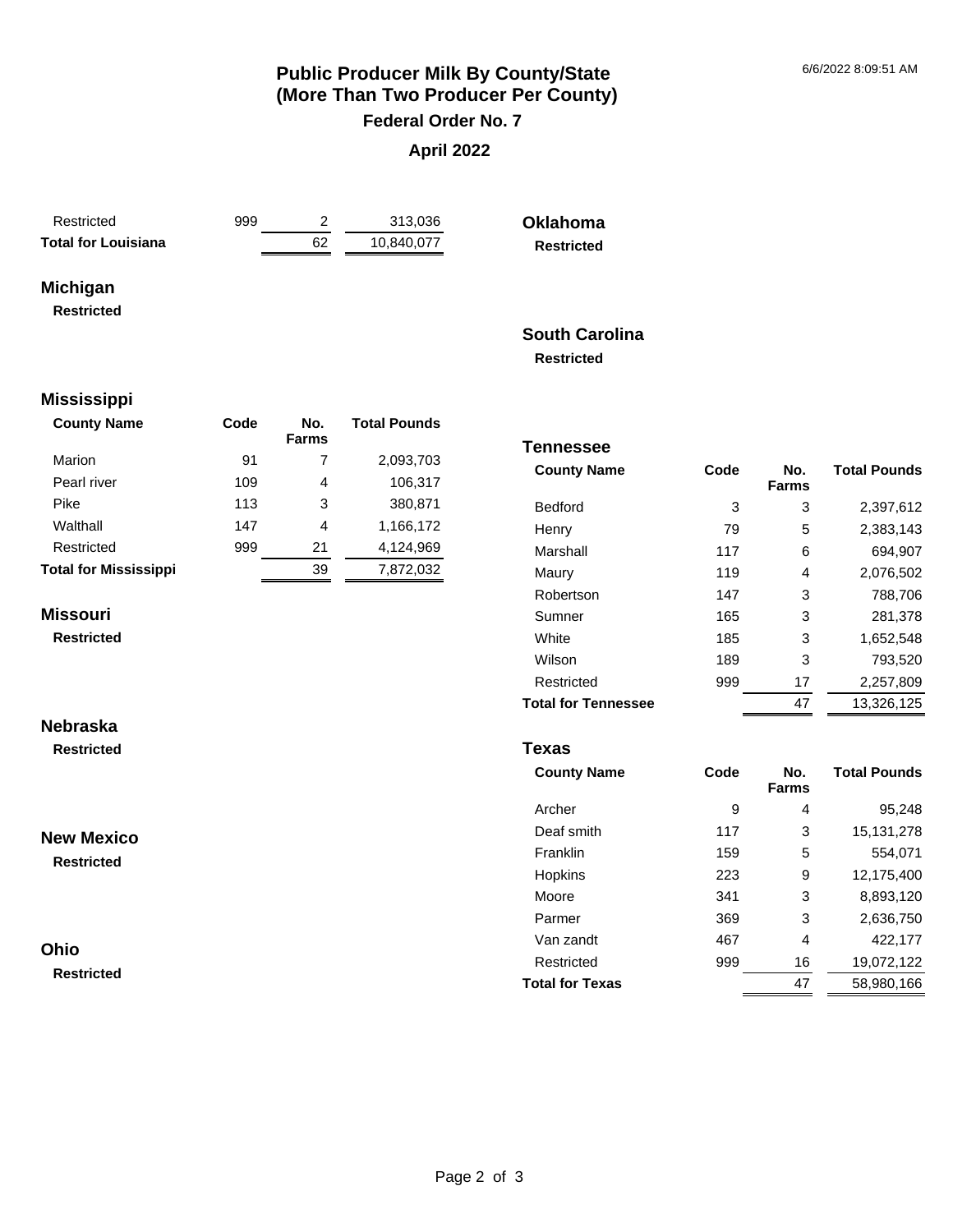# Public Producer Milk By County/State
# (More Than Two Producer Per County)

## Federal Order No. 7

## April 2022

| County Name | Code | No. Farms | Total Pounds |
|---|---|---|---|
| Restricted | 999 | 2 | 313,036 |
| **Total for Louisiana** | | 62 | 10,840,077 |

### Michigan

**Restricted**

### Mississippi

| County Name | Code | No. Farms | Total Pounds |
|---|---|---|---|
| Marion | 91 | 7 | 2,093,703 |
| Pearl river | 109 | 4 | 106,317 |
| Pike | 113 | 3 | 380,871 |
| Walthall | 147 | 4 | 1,166,172 |
| Restricted | 999 | 21 | 4,124,969 |
| **Total for Mississippi** | | 39 | 7,872,032 |

### Missouri

**Restricted**

### Nebraska

**Restricted**

### New Mexico

**Restricted**

### Ohio

**Restricted**

### Oklahoma

**Restricted**

### South Carolina

**Restricted**

### Tennessee

| County Name | Code | No. Farms | Total Pounds |
|---|---|---|---|
| Bedford | 3 | 3 | 2,397,612 |
| Henry | 79 | 5 | 2,383,143 |
| Marshall | 117 | 6 | 694,907 |
| Maury | 119 | 4 | 2,076,502 |
| Robertson | 147 | 3 | 788,706 |
| Sumner | 165 | 3 | 281,378 |
| White | 185 | 3 | 1,652,548 |
| Wilson | 189 | 3 | 793,520 |
| Restricted | 999 | 17 | 2,257,809 |
| **Total for Tennessee** | | 47 | 13,326,125 |

### Texas

| County Name | Code | No. Farms | Total Pounds |
|---|---|---|---|
| Archer | 9 | 4 | 95,248 |
| Deaf smith | 117 | 3 | 15,131,278 |
| Franklin | 159 | 5 | 554,071 |
| Hopkins | 223 | 9 | 12,175,400 |
| Moore | 341 | 3 | 8,893,120 |
| Parmer | 369 | 3 | 2,636,750 |
| Van zandt | 467 | 4 | 422,177 |
| Restricted | 999 | 16 | 19,072,122 |
| **Total for Texas** | | 47 | 58,980,166 |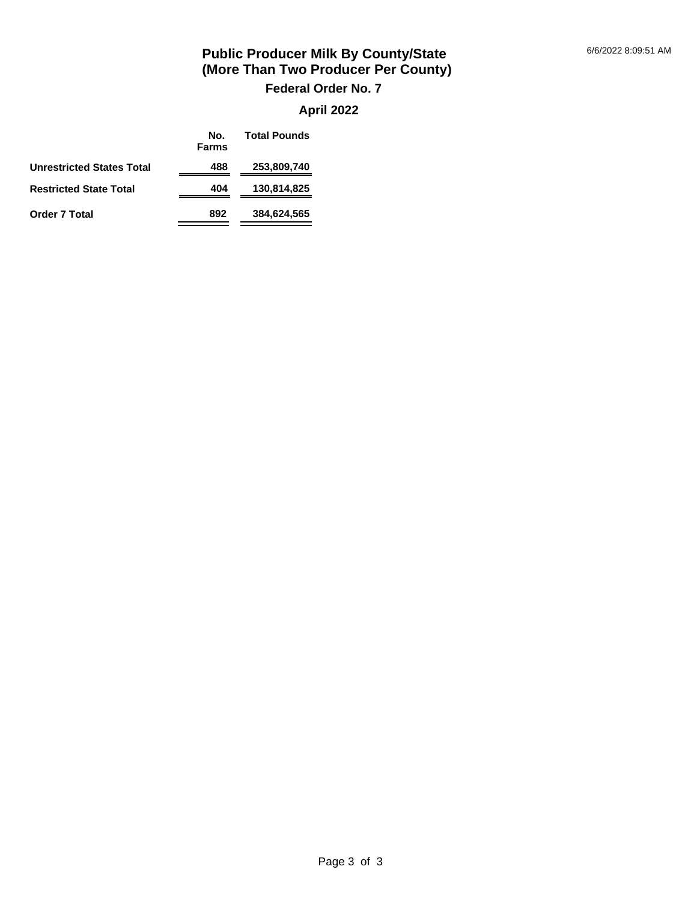# Public Producer Milk By County/State
# (More Than Two Producer Per County)

## Federal Order No. 7

## April 2022

| | No. Farms | Total Pounds |
|---|---|---|
| **Unrestricted States Total** | **488** | **253,809,740** |
| **Restricted State Total** | **404** | **130,814,825** |
| **Order 7 Total** | **892** | **384,624,565** |